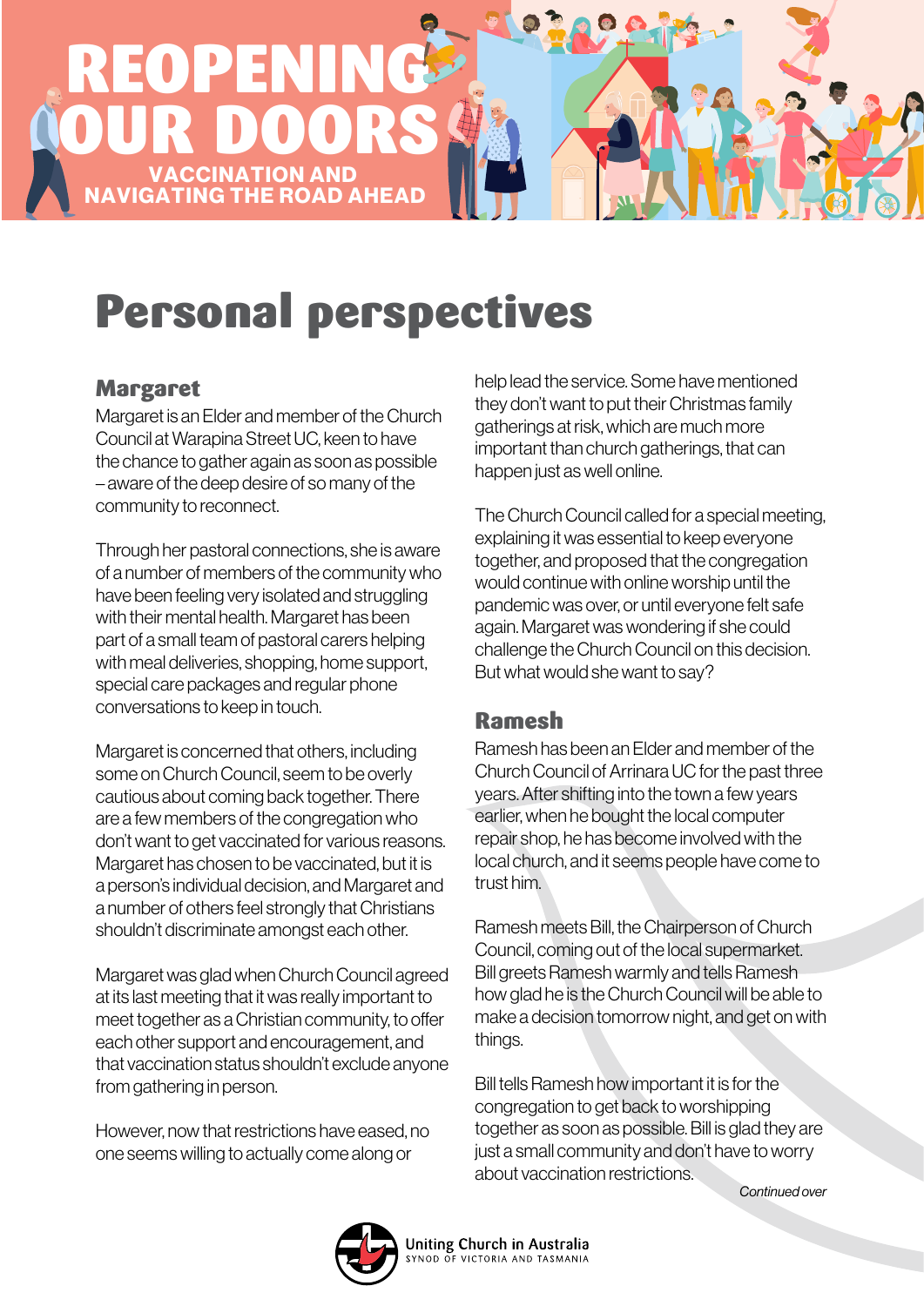# REOPENING OUR DOORS

## VACCINATION AND NAVIGATING THE ROAD AHEAD

# Personal perspectives

## Margaret

Margaret is an Elder and member of the Church Council at Warapina Street UC, keen to have the chance to gather again as soon as possible – aware of the deep desire of so many of the community to reconnect.

Through her pastoral connections, she is aware of a number of members of the community who have been feeling very isolated and struggling with their mental health. Margaret has been part of a small team of pastoral carers helping with meal deliveries, shopping, home support, special care packages and regular phone conversations to keep in touch.

Margaret is concerned that others, including some on Church Council, seem to be overly cautious about coming back together. There are a few members of the congregation who don't want to get vaccinated for various reasons. Margaret has chosen to be vaccinated, but it is a person's individual decision, and Margaret and a number of others feel strongly that Christians shouldn't discriminate amongst each other.

Margaret was glad when Church Council agreed at its last meeting that it was really important to meet together as a Christian community, to offer each other support and encouragement, and that vaccination status shouldn't exclude anyone from gathering in person.

However, now that restrictions have eased, no one seems willing to actually come along or help lead the service. Some have mentioned they don't want to put their Christmas family gatherings at risk, which are much more important than church gatherings, that can happen just as well online.

The Church Council called for a special meeting, explaining it was essential to keep everyone together, and proposed that the congregation would continue with online worship until the pandemic was over, or until everyone felt safe again. Margaret was wondering if she could challenge the Church Council on this decision. But what would she want to say?

## Ramesh

Ramesh has been an Elder and member of the Church Council of Arrinara UC for the past three years. After shifting into the town a few years earlier, when he bought the local computer repair shop, he has become involved with the local church, and it seems people have come to trust him.

Ramesh meets Bill, the Chairperson of Church Council, coming out of the local supermarket. Bill greets Ramesh warmly and tells Ramesh how glad he is the Church Council will be able to make a decision tomorrow night, and get on with things.

Bill tells Ramesh how important it is for the congregation to get back to worshipping together as soon as possible. Bill is glad they are just a small community and don't have to worry about vaccination restrictions.

*Continued over*

Uniting Church in Australia
SYNOD OF VICTORIA AND TASMANIA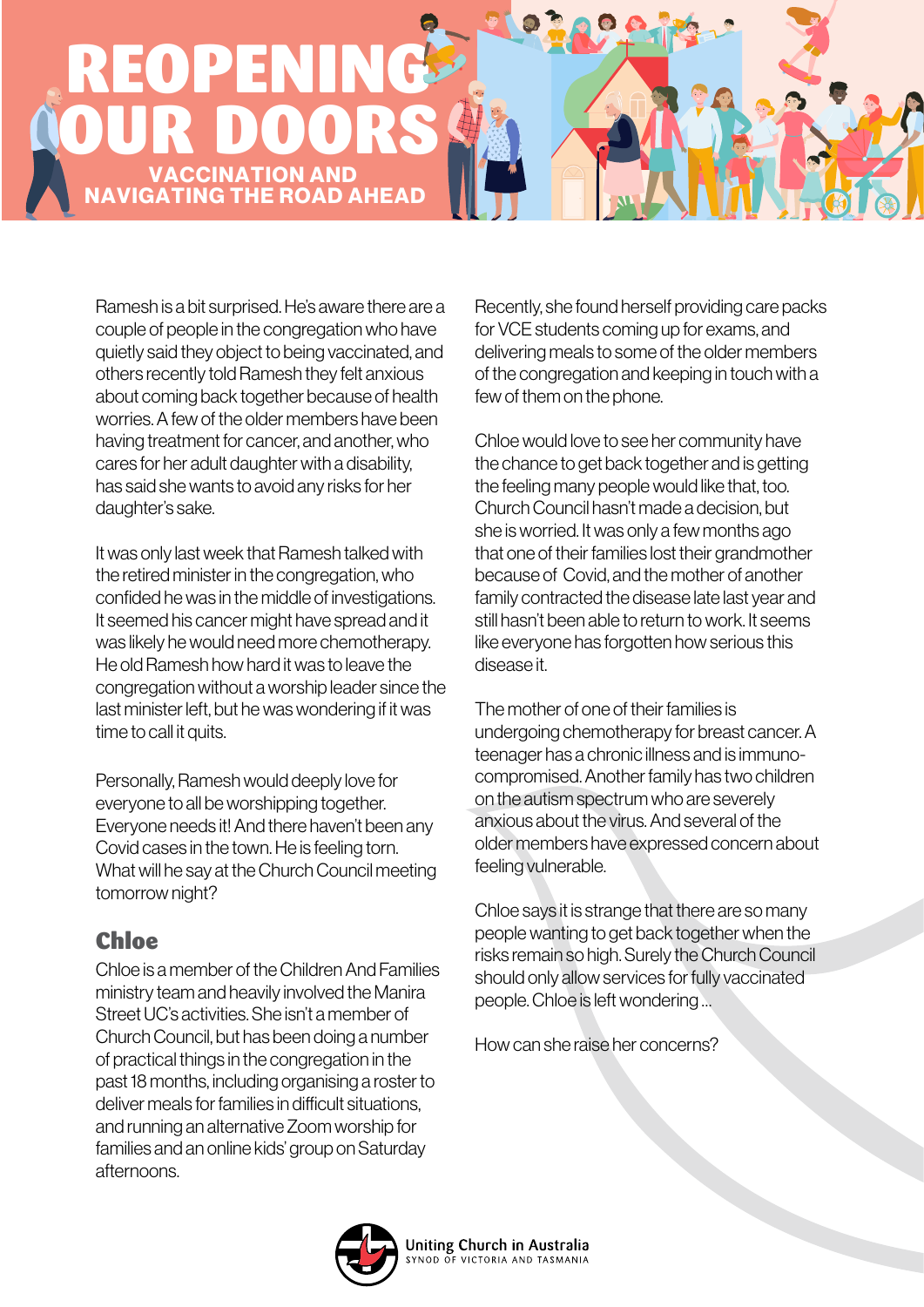# REOPENING OUR DOORS

## VACCINATION AND NAVIGATING THE ROAD AHEAD

Ramesh is a bit surprised. He's aware there are a couple of people in the congregation who have quietly said they object to being vaccinated, and others recently told Ramesh they felt anxious about coming back together because of health worries. A few of the older members have been having treatment for cancer, and another, who cares for her adult daughter with a disability, has said she wants to avoid any risks for her daughter's sake.

It was only last week that Ramesh talked with the retired minister in the congregation, who confided he was in the middle of investigations. It seemed his cancer might have spread and it was likely he would need more chemotherapy. He old Ramesh how hard it was to leave the congregation without a worship leader since the last minister left, but he was wondering if it was time to call it quits.

Personally, Ramesh would deeply love for everyone to all be worshipping together. Everyone needs it! And there haven't been any Covid cases in the town. He is feeling torn. What will he say at the Church Council meeting tomorrow night?

## Chloe

Chloe is a member of the Children And Families ministry team and heavily involved the Manira Street UC's activities. She isn't a member of Church Council, but has been doing a number of practical things in the congregation in the past 18 months, including organising a roster to deliver meals for families in difficult situations, and running an alternative Zoom worship for families and an online kids' group on Saturday afternoons.

Recently, she found herself providing care packs for VCE students coming up for exams, and delivering meals to some of the older members of the congregation and keeping in touch with a few of them on the phone.

Chloe would love to see her community have the chance to get back together and is getting the feeling many people would like that, too. Church Council hasn't made a decision, but she is worried. It was only a few months ago that one of their families lost their grandmother because of Covid, and the mother of another family contracted the disease late last year and still hasn't been able to return to work. It seems like everyone has forgotten how serious this disease it.

The mother of one of their families is undergoing chemotherapy for breast cancer. A teenager has a chronic illness and is immuno-compromised. Another family has two children on the autism spectrum who are severely anxious about the virus. And several of the older members have expressed concern about feeling vulnerable.

Chloe says it is strange that there are so many people wanting to get back together when the risks remain so high. Surely the Church Council should only allow services for fully vaccinated people. Chloe is left wondering…

How can she raise her concerns?

Uniting Church in Australia
SYNOD OF VICTORIA AND TASMANIA